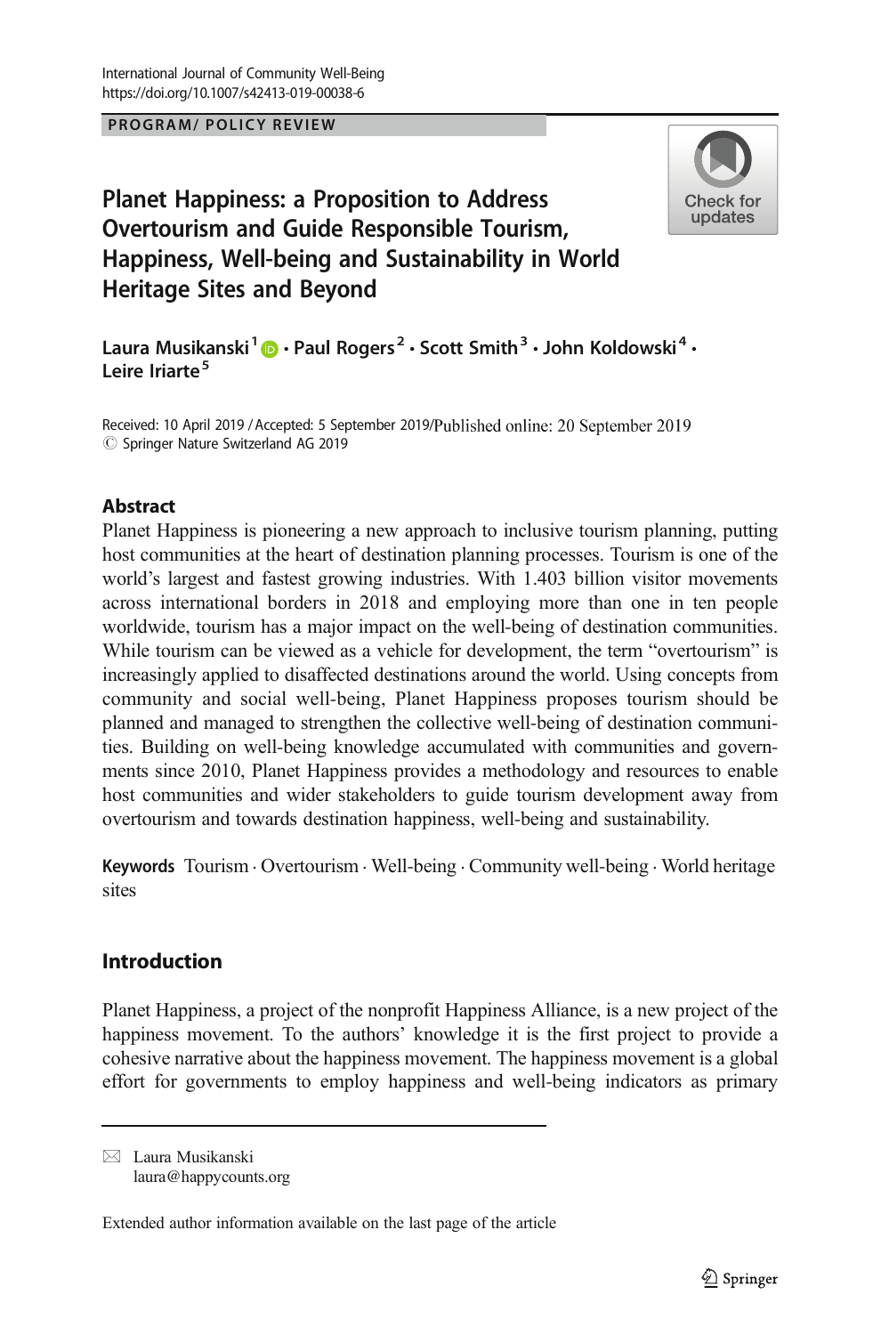International Journal of Community Well-Being
https://doi.org/10.1007/s42413-019-00038-6

PROGRAM/ POLICY REVIEW

# Planet Happiness: a Proposition to Address Overtourism and Guide Responsible Tourism, Happiness, Well-being and Sustainability in World Heritage Sites and Beyond

Laura Musikanski[1] · Paul Rogers[2] · Scott Smith[3] · John Koldowski[4] · Leire Iriarte[5]

Received: 10 April 2019 / Accepted: 5 September 2019/Published online: 20 September 2019
© Springer Nature Switzerland AG 2019

## Abstract

Planet Happiness is pioneering a new approach to inclusive tourism planning, putting host communities at the heart of destination planning processes. Tourism is one of the world's largest and fastest growing industries. With 1.403 billion visitor movements across international borders in 2018 and employing more than one in ten people worldwide, tourism has a major impact on the well-being of destination communities. While tourism can be viewed as a vehicle for development, the term "overtourism" is increasingly applied to disaffected destinations around the world. Using concepts from community and social well-being, Planet Happiness proposes tourism should be planned and managed to strengthen the collective well-being of destination communities. Building on well-being knowledge accumulated with communities and governments since 2010, Planet Happiness provides a methodology and resources to enable host communities and wider stakeholders to guide tourism development away from overtourism and towards destination happiness, well-being and sustainability.

**Keywords** Tourism · Overtourism · Well-being · Community well-being · World heritage sites

## Introduction

Planet Happiness, a project of the nonprofit Happiness Alliance, is a new project of the happiness movement. To the authors' knowledge it is the first project to provide a cohesive narrative about the happiness movement. The happiness movement is a global effort for governments to employ happiness and well-being indicators as primary

---

✉ Laura Musikanski
laura@happycounts.org

Extended author information available on the last page of the article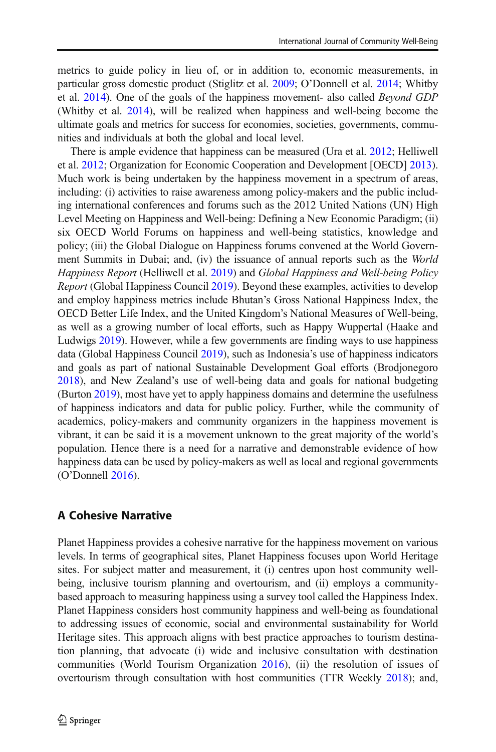metrics to guide policy in lieu of, or in addition to, economic measurements, in particular gross domestic product (Stiglitz et al. 2009; O'Donnell et al. 2014; Whitby et al. 2014). One of the goals of the happiness movement- also called *Beyond GDP* (Whitby et al. 2014), will be realized when happiness and well-being become the ultimate goals and metrics for success for economies, societies, governments, communities and individuals at both the global and local level.

There is ample evidence that happiness can be measured (Ura et al. 2012; Helliwell et al. 2012; Organization for Economic Cooperation and Development [OECD] 2013). Much work is being undertaken by the happiness movement in a spectrum of areas, including: (i) activities to raise awareness among policy-makers and the public including international conferences and forums such as the 2012 United Nations (UN) High Level Meeting on Happiness and Well-being: Defining a New Economic Paradigm; (ii) six OECD World Forums on happiness and well-being statistics, knowledge and policy; (iii) the Global Dialogue on Happiness forums convened at the World Government Summits in Dubai; and, (iv) the issuance of annual reports such as the *World Happiness Report* (Helliwell et al. 2019) and *Global Happiness and Well-being Policy Report* (Global Happiness Council 2019). Beyond these examples, activities to develop and employ happiness metrics include Bhutan's Gross National Happiness Index, the OECD Better Life Index, and the United Kingdom's National Measures of Well-being, as well as a growing number of local efforts, such as Happy Wuppertal (Haake and Ludwigs 2019). However, while a few governments are finding ways to use happiness data (Global Happiness Council 2019), such as Indonesia's use of happiness indicators and goals as part of national Sustainable Development Goal efforts (Brodjonegoro 2018), and New Zealand's use of well-being data and goals for national budgeting (Burton 2019), most have yet to apply happiness domains and determine the usefulness of happiness indicators and data for public policy. Further, while the community of academics, policy-makers and community organizers in the happiness movement is vibrant, it can be said it is a movement unknown to the great majority of the world's population. Hence there is a need for a narrative and demonstrable evidence of how happiness data can be used by policy-makers as well as local and regional governments (O'Donnell 2016).

## A Cohesive Narrative

Planet Happiness provides a cohesive narrative for the happiness movement on various levels. In terms of geographical sites, Planet Happiness focuses upon World Heritage sites. For subject matter and measurement, it (i) centres upon host community well-being, inclusive tourism planning and overtourism, and (ii) employs a community-based approach to measuring happiness using a survey tool called the Happiness Index. Planet Happiness considers host community happiness and well-being as foundational to addressing issues of economic, social and environmental sustainability for World Heritage sites. This approach aligns with best practice approaches to tourism destination planning, that advocate (i) wide and inclusive consultation with destination communities (World Tourism Organization 2016), (ii) the resolution of issues of overtourism through consultation with host communities (TTR Weekly 2018); and,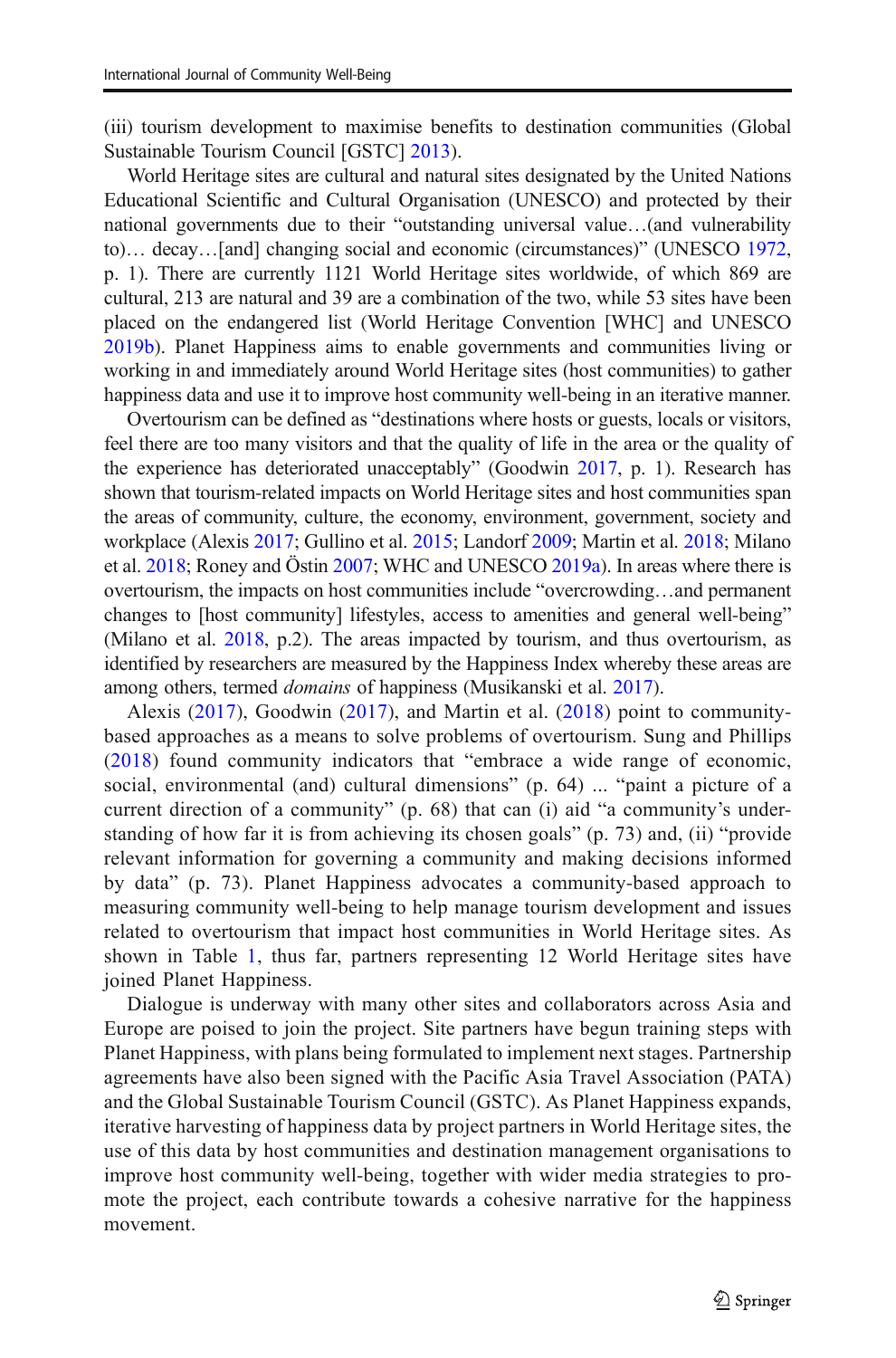(iii) tourism development to maximise benefits to destination communities (Global Sustainable Tourism Council [GSTC] 2013).

World Heritage sites are cultural and natural sites designated by the United Nations Educational Scientific and Cultural Organisation (UNESCO) and protected by their national governments due to their "outstanding universal value…(and vulnerability to)… decay…[and] changing social and economic (circumstances)" (UNESCO 1972, p. 1). There are currently 1121 World Heritage sites worldwide, of which 869 are cultural, 213 are natural and 39 are a combination of the two, while 53 sites have been placed on the endangered list (World Heritage Convention [WHC] and UNESCO 2019b). Planet Happiness aims to enable governments and communities living or working in and immediately around World Heritage sites (host communities) to gather happiness data and use it to improve host community well-being in an iterative manner.

Overtourism can be defined as "destinations where hosts or guests, locals or visitors, feel there are too many visitors and that the quality of life in the area or the quality of the experience has deteriorated unacceptably" (Goodwin 2017, p. 1). Research has shown that tourism-related impacts on World Heritage sites and host communities span the areas of community, culture, the economy, environment, government, society and workplace (Alexis 2017; Gullino et al. 2015; Landorf 2009; Martin et al. 2018; Milano et al. 2018; Roney and Östin 2007; WHC and UNESCO 2019a). In areas where there is overtourism, the impacts on host communities include "overcrowding…and permanent changes to [host community] lifestyles, access to amenities and general well-being" (Milano et al. 2018, p.2). The areas impacted by tourism, and thus overtourism, as identified by researchers are measured by the Happiness Index whereby these areas are among others, termed *domains* of happiness (Musikanski et al. 2017).

Alexis (2017), Goodwin (2017), and Martin et al. (2018) point to community-based approaches as a means to solve problems of overtourism. Sung and Phillips (2018) found community indicators that "embrace a wide range of economic, social, environmental (and) cultural dimensions" (p. 64) ... "paint a picture of a current direction of a community" (p. 68) that can (i) aid "a community's understanding of how far it is from achieving its chosen goals" (p. 73) and, (ii) "provide relevant information for governing a community and making decisions informed by data" (p. 73). Planet Happiness advocates a community-based approach to measuring community well-being to help manage tourism development and issues related to overtourism that impact host communities in World Heritage sites. As shown in Table 1, thus far, partners representing 12 World Heritage sites have joined Planet Happiness.

Dialogue is underway with many other sites and collaborators across Asia and Europe are poised to join the project. Site partners have begun training steps with Planet Happiness, with plans being formulated to implement next stages. Partnership agreements have also been signed with the Pacific Asia Travel Association (PATA) and the Global Sustainable Tourism Council (GSTC). As Planet Happiness expands, iterative harvesting of happiness data by project partners in World Heritage sites, the use of this data by host communities and destination management organisations to improve host community well-being, together with wider media strategies to promote the project, each contribute towards a cohesive narrative for the happiness movement.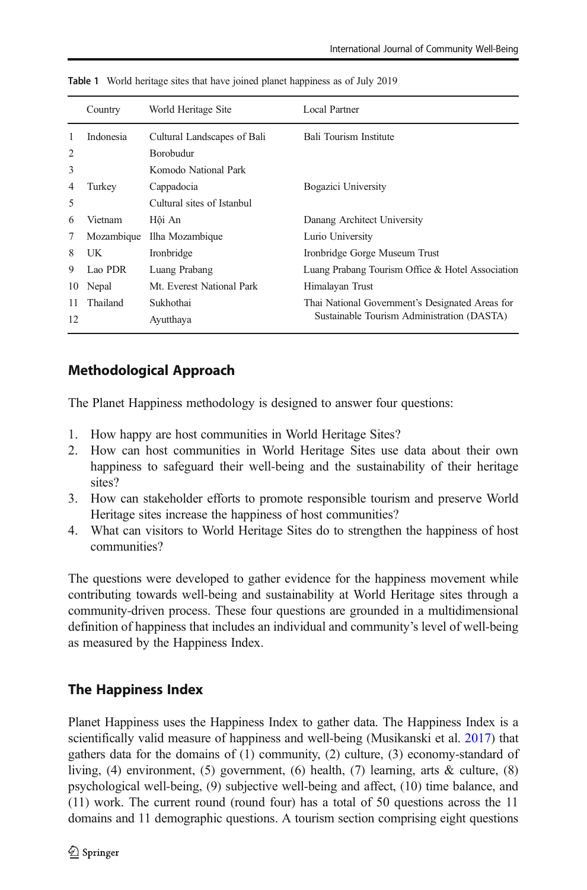**Table 1** World heritage sites that have joined planet happiness as of July 2019

| | Country | World Heritage Site | Local Partner |
|---|---|---|---|
| 1 | Indonesia | Cultural Landscapes of Bali | Bali Tourism Institute |
| 2 | | Borobudur | |
| 3 | | Komodo National Park | |
| 4 | Turkey | Cappadocia | Bogazici University |
| 5 | | Cultural sites of Istanbul | |
| 6 | Vietnam | Hội An | Danang Architect University |
| 7 | Mozambique | Ilha Mozambique | Lurio University |
| 8 | UK | Ironbridge | Ironbridge Gorge Museum Trust |
| 9 | Lao PDR | Luang Prabang | Luang Prabang Tourism Office & Hotel Association |
| 10 | Nepal | Mt. Everest National Park | Himalayan Trust |
| 11 | Thailand | Sukhothai | Thai National Government's Designated Areas for Sustainable Tourism Administration (DASTA) |
| 12 | | Ayutthaya | |

## Methodological Approach

The Planet Happiness methodology is designed to answer four questions:

1. How happy are host communities in World Heritage Sites?
2. How can host communities in World Heritage Sites use data about their own happiness to safeguard their well-being and the sustainability of their heritage sites?
3. How can stakeholder efforts to promote responsible tourism and preserve World Heritage sites increase the happiness of host communities?
4. What can visitors to World Heritage Sites do to strengthen the happiness of host communities?

The questions were developed to gather evidence for the happiness movement while contributing towards well-being and sustainability at World Heritage sites through a community-driven process. These four questions are grounded in a multidimensional definition of happiness that includes an individual and community's level of well-being as measured by the Happiness Index.

## The Happiness Index

Planet Happiness uses the Happiness Index to gather data. The Happiness Index is a scientifically valid measure of happiness and well-being (Musikanski et al. 2017) that gathers data for the domains of (1) community, (2) culture, (3) economy-standard of living, (4) environment, (5) government, (6) health, (7) learning, arts & culture, (8) psychological well-being, (9) subjective well-being and affect, (10) time balance, and (11) work. The current round (round four) has a total of 50 questions across the 11 domains and 11 demographic questions. A tourism section comprising eight questions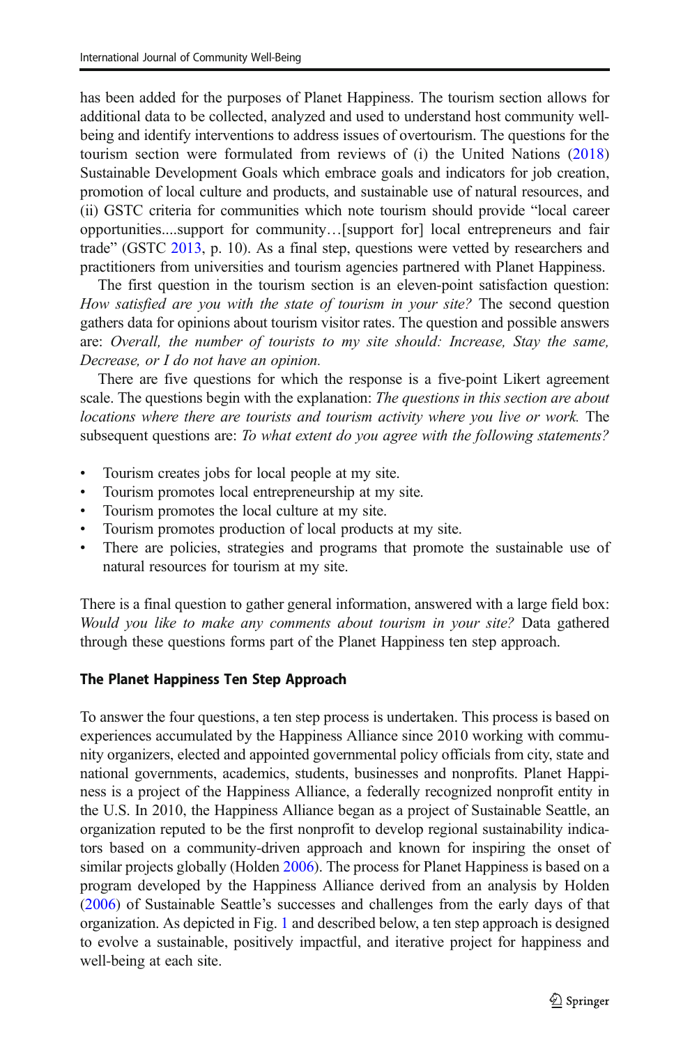has been added for the purposes of Planet Happiness. The tourism section allows for additional data to be collected, analyzed and used to understand host community well-being and identify interventions to address issues of overtourism. The questions for the tourism section were formulated from reviews of (i) the United Nations (2018) Sustainable Development Goals which embrace goals and indicators for job creation, promotion of local culture and products, and sustainable use of natural resources, and (ii) GSTC criteria for communities which note tourism should provide "local career opportunities....support for community…[support for] local entrepreneurs and fair trade" (GSTC 2013, p. 10). As a final step, questions were vetted by researchers and practitioners from universities and tourism agencies partnered with Planet Happiness.

The first question in the tourism section is an eleven-point satisfaction question: *How satisfied are you with the state of tourism in your site?* The second question gathers data for opinions about tourism visitor rates. The question and possible answers are: *Overall, the number of tourists to my site should: Increase, Stay the same, Decrease, or I do not have an opinion.*

There are five questions for which the response is a five-point Likert agreement scale. The questions begin with the explanation: *The questions in this section are about locations where there are tourists and tourism activity where you live or work.* The subsequent questions are: *To what extent do you agree with the following statements?*

- Tourism creates jobs for local people at my site.
- Tourism promotes local entrepreneurship at my site.
- Tourism promotes the local culture at my site.
- Tourism promotes production of local products at my site.
- There are policies, strategies and programs that promote the sustainable use of natural resources for tourism at my site.

There is a final question to gather general information, answered with a large field box: *Would you like to make any comments about tourism in your site?* Data gathered through these questions forms part of the Planet Happiness ten step approach.

### The Planet Happiness Ten Step Approach

To answer the four questions, a ten step process is undertaken. This process is based on experiences accumulated by the Happiness Alliance since 2010 working with community organizers, elected and appointed governmental policy officials from city, state and national governments, academics, students, businesses and nonprofits. Planet Happiness is a project of the Happiness Alliance, a federally recognized nonprofit entity in the U.S. In 2010, the Happiness Alliance began as a project of Sustainable Seattle, an organization reputed to be the first nonprofit to develop regional sustainability indicators based on a community-driven approach and known for inspiring the onset of similar projects globally (Holden 2006). The process for Planet Happiness is based on a program developed by the Happiness Alliance derived from an analysis by Holden (2006) of Sustainable Seattle's successes and challenges from the early days of that organization. As depicted in Fig. 1 and described below, a ten step approach is designed to evolve a sustainable, positively impactful, and iterative project for happiness and well-being at each site.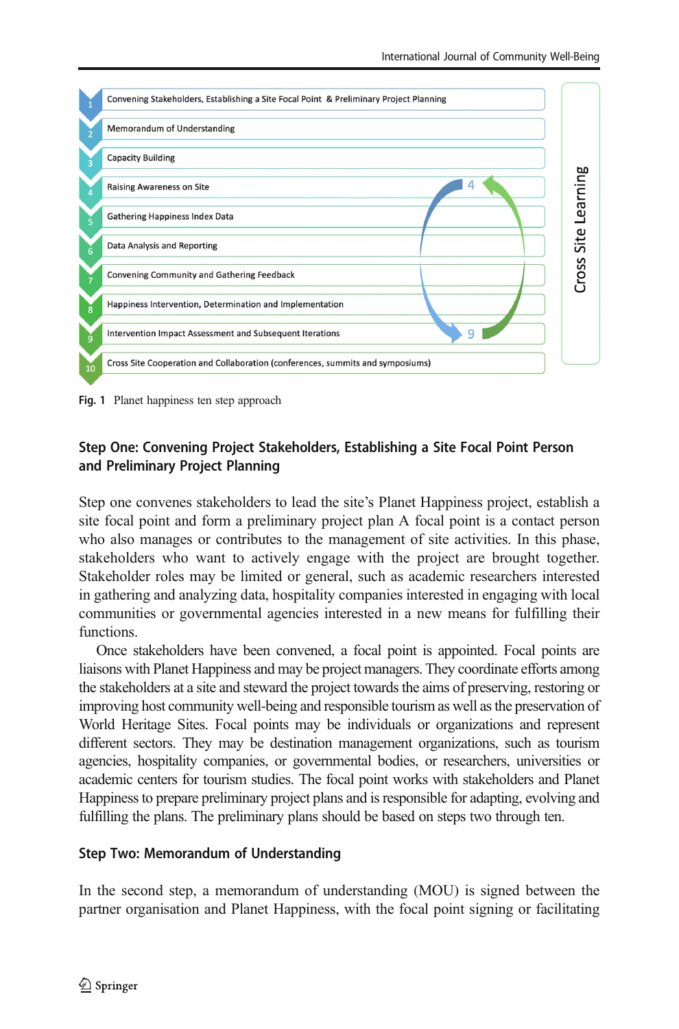1. Convening Stakeholders, Establishing a Site Focal Point & Preliminary Project Planning
2. Memorandum of Understanding
3. Capacity Building
4. Raising Awareness on Site
5. Gathering Happiness Index Data
6. Data Analysis and Reporting
7. Convening Community and Gathering Feedback
8. Happiness Intervention, Determination and Implementation
9. Intervention Impact Assessment and Subsequent Iterations
10. Cross Site Cooperation and Collaboration (conferences, summits and symposiums)

Cross Site Learning

**Fig. 1** Planet happiness ten step approach

### Step One: Convening Project Stakeholders, Establishing a Site Focal Point Person and Preliminary Project Planning

Step one convenes stakeholders to lead the site's Planet Happiness project, establish a site focal point and form a preliminary project plan A focal point is a contact person who also manages or contributes to the management of site activities. In this phase, stakeholders who want to actively engage with the project are brought together. Stakeholder roles may be limited or general, such as academic researchers interested in gathering and analyzing data, hospitality companies interested in engaging with local communities or governmental agencies interested in a new means for fulfilling their functions.

Once stakeholders have been convened, a focal point is appointed. Focal points are liaisons with Planet Happiness and may be project managers. They coordinate efforts among the stakeholders at a site and steward the project towards the aims of preserving, restoring or improving host community well-being and responsible tourism as well as the preservation of World Heritage Sites. Focal points may be individuals or organizations and represent different sectors. They may be destination management organizations, such as tourism agencies, hospitality companies, or governmental bodies, or researchers, universities or academic centers for tourism studies. The focal point works with stakeholders and Planet Happiness to prepare preliminary project plans and is responsible for adapting, evolving and fulfilling the plans. The preliminary plans should be based on steps two through ten.

### Step Two: Memorandum of Understanding

In the second step, a memorandum of understanding (MOU) is signed between the partner organisation and Planet Happiness, with the focal point signing or facilitating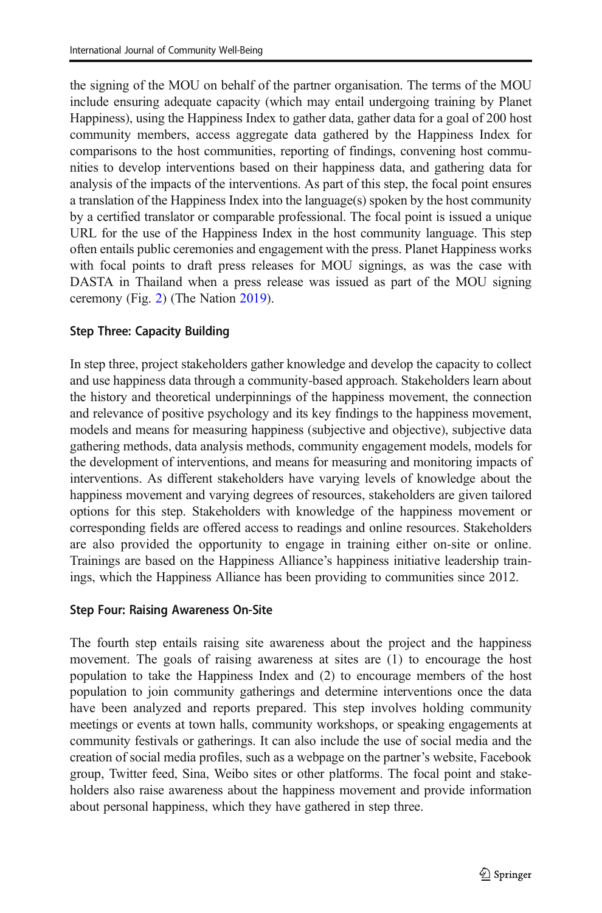the signing of the MOU on behalf of the partner organisation. The terms of the MOU include ensuring adequate capacity (which may entail undergoing training by Planet Happiness), using the Happiness Index to gather data, gather data for a goal of 200 host community members, access aggregate data gathered by the Happiness Index for comparisons to the host communities, reporting of findings, convening host communities to develop interventions based on their happiness data, and gathering data for analysis of the impacts of the interventions. As part of this step, the focal point ensures a translation of the Happiness Index into the language(s) spoken by the host community by a certified translator or comparable professional. The focal point is issued a unique URL for the use of the Happiness Index in the host community language. This step often entails public ceremonies and engagement with the press. Planet Happiness works with focal points to draft press releases for MOU signings, as was the case with DASTA in Thailand when a press release was issued as part of the MOU signing ceremony (Fig. 2) (The Nation 2019).

### Step Three: Capacity Building

In step three, project stakeholders gather knowledge and develop the capacity to collect and use happiness data through a community-based approach. Stakeholders learn about the history and theoretical underpinnings of the happiness movement, the connection and relevance of positive psychology and its key findings to the happiness movement, models and means for measuring happiness (subjective and objective), subjective data gathering methods, data analysis methods, community engagement models, models for the development of interventions, and means for measuring and monitoring impacts of interventions. As different stakeholders have varying levels of knowledge about the happiness movement and varying degrees of resources, stakeholders are given tailored options for this step. Stakeholders with knowledge of the happiness movement or corresponding fields are offered access to readings and online resources. Stakeholders are also provided the opportunity to engage in training either on-site or online. Trainings are based on the Happiness Alliance's happiness initiative leadership trainings, which the Happiness Alliance has been providing to communities since 2012.

### Step Four: Raising Awareness On-Site

The fourth step entails raising site awareness about the project and the happiness movement. The goals of raising awareness at sites are (1) to encourage the host population to take the Happiness Index and (2) to encourage members of the host population to join community gatherings and determine interventions once the data have been analyzed and reports prepared. This step involves holding community meetings or events at town halls, community workshops, or speaking engagements at community festivals or gatherings. It can also include the use of social media and the creation of social media profiles, such as a webpage on the partner's website, Facebook group, Twitter feed, Sina, Weibo sites or other platforms. The focal point and stakeholders also raise awareness about the happiness movement and provide information about personal happiness, which they have gathered in step three.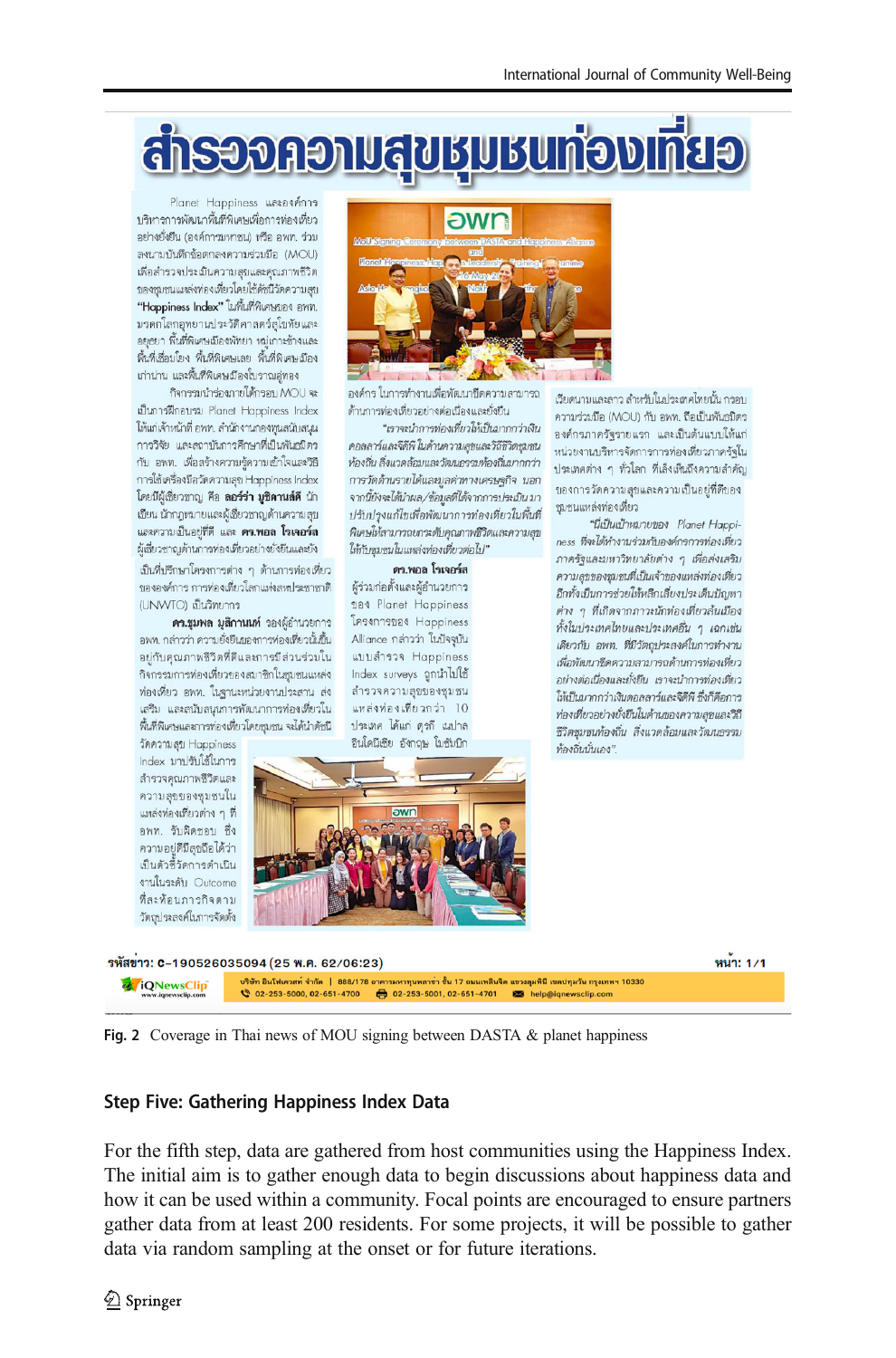Fig. 2 Coverage in Thai news of MOU signing between DASTA & planet happiness

### Step Five: Gathering Happiness Index Data

For the fifth step, data are gathered from host communities using the Happiness Index. The initial aim is to gather enough data to begin discussions about happiness data and how it can be used within a community. Focal points are encouraged to ensure partners gather data from at least 200 residents. For some projects, it will be possible to gather data via random sampling at the onset or for future iterations.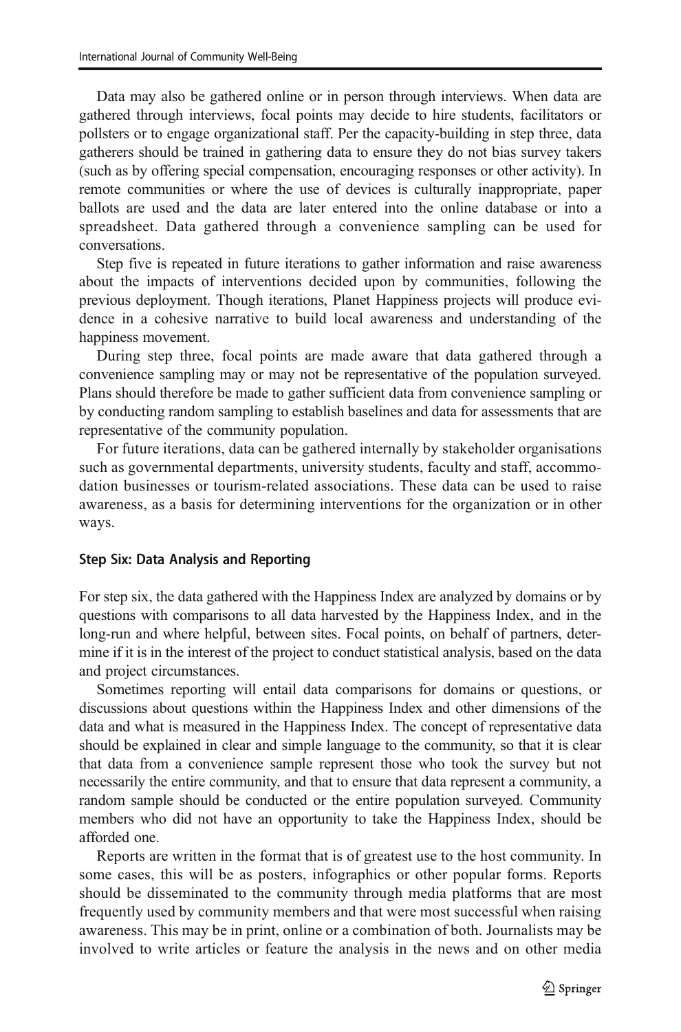Data may also be gathered online or in person through interviews. When data are gathered through interviews, focal points may decide to hire students, facilitators or pollsters or to engage organizational staff. Per the capacity-building in step three, data gatherers should be trained in gathering data to ensure they do not bias survey takers (such as by offering special compensation, encouraging responses or other activity). In remote communities or where the use of devices is culturally inappropriate, paper ballots are used and the data are later entered into the online database or into a spreadsheet. Data gathered through a convenience sampling can be used for conversations.

Step five is repeated in future iterations to gather information and raise awareness about the impacts of interventions decided upon by communities, following the previous deployment. Though iterations, Planet Happiness projects will produce evidence in a cohesive narrative to build local awareness and understanding of the happiness movement.

During step three, focal points are made aware that data gathered through a convenience sampling may or may not be representative of the population surveyed. Plans should therefore be made to gather sufficient data from convenience sampling or by conducting random sampling to establish baselines and data for assessments that are representative of the community population.

For future iterations, data can be gathered internally by stakeholder organisations such as governmental departments, university students, faculty and staff, accommodation businesses or tourism-related associations. These data can be used to raise awareness, as a basis for determining interventions for the organization or in other ways.

### Step Six: Data Analysis and Reporting

For step six, the data gathered with the Happiness Index are analyzed by domains or by questions with comparisons to all data harvested by the Happiness Index, and in the long-run and where helpful, between sites. Focal points, on behalf of partners, determine if it is in the interest of the project to conduct statistical analysis, based on the data and project circumstances.

Sometimes reporting will entail data comparisons for domains or questions, or discussions about questions within the Happiness Index and other dimensions of the data and what is measured in the Happiness Index. The concept of representative data should be explained in clear and simple language to the community, so that it is clear that data from a convenience sample represent those who took the survey but not necessarily the entire community, and that to ensure that data represent a community, a random sample should be conducted or the entire population surveyed. Community members who did not have an opportunity to take the Happiness Index, should be afforded one.

Reports are written in the format that is of greatest use to the host community. In some cases, this will be as posters, infographics or other popular forms. Reports should be disseminated to the community through media platforms that are most frequently used by community members and that were most successful when raising awareness. This may be in print, online or a combination of both. Journalists may be involved to write articles or feature the analysis in the news and on other media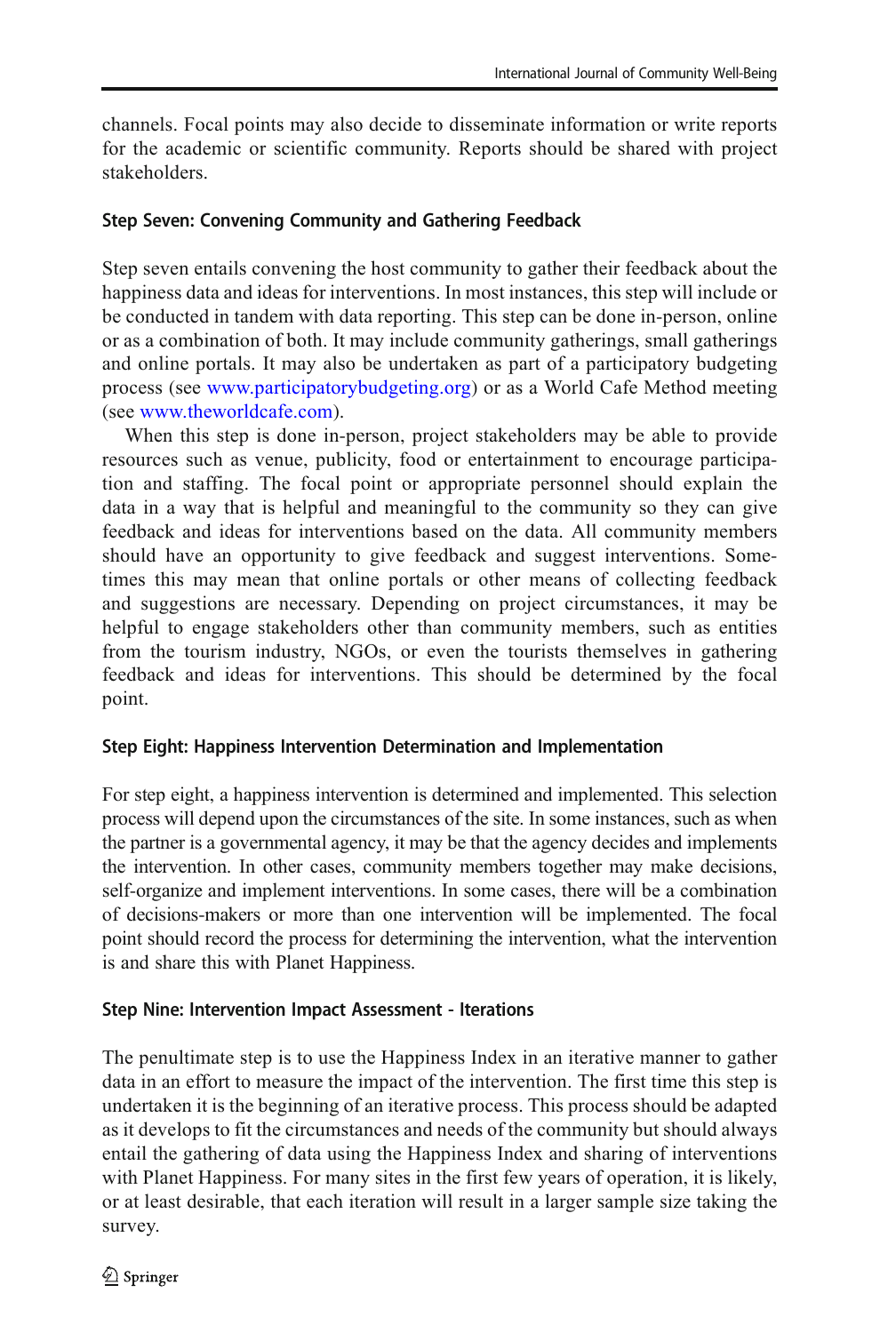channels. Focal points may also decide to disseminate information or write reports for the academic or scientific community. Reports should be shared with project stakeholders.

### Step Seven: Convening Community and Gathering Feedback

Step seven entails convening the host community to gather their feedback about the happiness data and ideas for interventions. In most instances, this step will include or be conducted in tandem with data reporting. This step can be done in-person, online or as a combination of both. It may include community gatherings, small gatherings and online portals. It may also be undertaken as part of a participatory budgeting process (see www.participatorybudgeting.org) or as a World Cafe Method meeting (see www.theworldcafe.com).

When this step is done in-person, project stakeholders may be able to provide resources such as venue, publicity, food or entertainment to encourage participation and staffing. The focal point or appropriate personnel should explain the data in a way that is helpful and meaningful to the community so they can give feedback and ideas for interventions based on the data. All community members should have an opportunity to give feedback and suggest interventions. Sometimes this may mean that online portals or other means of collecting feedback and suggestions are necessary. Depending on project circumstances, it may be helpful to engage stakeholders other than community members, such as entities from the tourism industry, NGOs, or even the tourists themselves in gathering feedback and ideas for interventions. This should be determined by the focal point.

### Step Eight: Happiness Intervention Determination and Implementation

For step eight, a happiness intervention is determined and implemented. This selection process will depend upon the circumstances of the site. In some instances, such as when the partner is a governmental agency, it may be that the agency decides and implements the intervention. In other cases, community members together may make decisions, self-organize and implement interventions. In some cases, there will be a combination of decisions-makers or more than one intervention will be implemented. The focal point should record the process for determining the intervention, what the intervention is and share this with Planet Happiness.

### Step Nine: Intervention Impact Assessment - Iterations

The penultimate step is to use the Happiness Index in an iterative manner to gather data in an effort to measure the impact of the intervention. The first time this step is undertaken it is the beginning of an iterative process. This process should be adapted as it develops to fit the circumstances and needs of the community but should always entail the gathering of data using the Happiness Index and sharing of interventions with Planet Happiness. For many sites in the first few years of operation, it is likely, or at least desirable, that each iteration will result in a larger sample size taking the survey.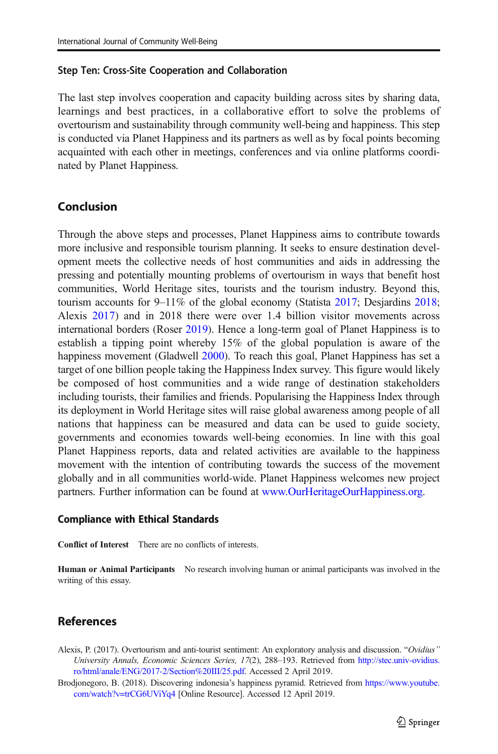### Step Ten: Cross-Site Cooperation and Collaboration

The last step involves cooperation and capacity building across sites by sharing data, learnings and best practices, in a collaborative effort to solve the problems of overtourism and sustainability through community well-being and happiness. This step is conducted via Planet Happiness and its partners as well as by focal points becoming acquainted with each other in meetings, conferences and via online platforms coordinated by Planet Happiness.

## Conclusion

Through the above steps and processes, Planet Happiness aims to contribute towards more inclusive and responsible tourism planning. It seeks to ensure destination development meets the collective needs of host communities and aids in addressing the pressing and potentially mounting problems of overtourism in ways that benefit host communities, World Heritage sites, tourists and the tourism industry. Beyond this, tourism accounts for 9–11% of the global economy (Statista 2017; Desjardins 2018; Alexis 2017) and in 2018 there were over 1.4 billion visitor movements across international borders (Roser 2019). Hence a long-term goal of Planet Happiness is to establish a tipping point whereby 15% of the global population is aware of the happiness movement (Gladwell 2000). To reach this goal, Planet Happiness has set a target of one billion people taking the Happiness Index survey. This figure would likely be composed of host communities and a wide range of destination stakeholders including tourists, their families and friends. Popularising the Happiness Index through its deployment in World Heritage sites will raise global awareness among people of all nations that happiness can be measured and data can be used to guide society, governments and economies towards well-being economies. In line with this goal Planet Happiness reports, data and related activities are available to the happiness movement with the intention of contributing towards the success of the movement globally and in all communities world-wide. Planet Happiness welcomes new project partners. Further information can be found at www.OurHeritageOurHappiness.org.

### Compliance with Ethical Standards

**Conflict of Interest** There are no conflicts of interests.

**Human or Animal Participants** No research involving human or animal participants was involved in the writing of this essay.

## References

Alexis, P. (2017). Overtourism and anti-tourist sentiment: An exploratory analysis and discussion. *"Ovidius" University Annals, Economic Sciences Series, 17*(2), 288–193. Retrieved from http://stec.univ-ovidius.ro/html/anale/ENG/2017-2/Section%20III/25.pdf. Accessed 2 April 2019.

Brodjonegoro, B. (2018). Discovering indonesia's happiness pyramid. Retrieved from https://www.youtube.com/watch?v=trCG6UViYq4 [Online Resource]. Accessed 12 April 2019.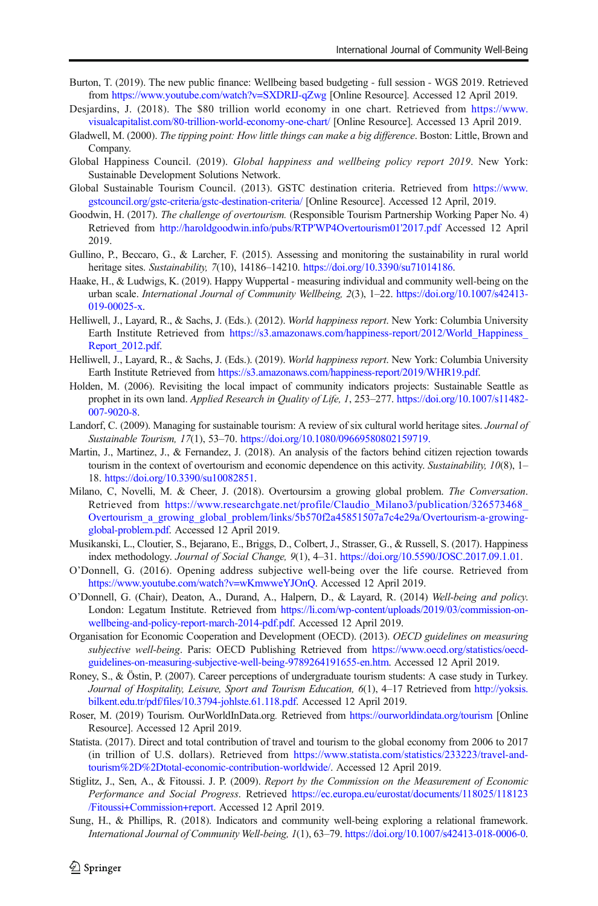Burton, T. (2019). The new public finance: Wellbeing based budgeting - full session - WGS 2019. Retrieved from https://www.youtube.com/watch?v=SXDRIJ-qZwg [Online Resource]. Accessed 12 April 2019.

Desjardins, J. (2018). The $80 trillion world economy in one chart. Retrieved from https://www.visualcapitalist.com/80-trillion-world-economy-one-chart/ [Online Resource]. Accessed 13 April 2019.

Gladwell, M. (2000). *The tipping point: How little things can make a big difference*. Boston: Little, Brown and Company.

Global Happiness Council. (2019). *Global happiness and wellbeing policy report 2019*. New York: Sustainable Development Solutions Network.

Global Sustainable Tourism Council. (2013). GSTC destination criteria. Retrieved from https://www.gstcouncil.org/gstc-criteria/gstc-destination-criteria/ [Online Resource]. Accessed 12 April, 2019.

Goodwin, H. (2017). *The challenge of overtourism.* (Responsible Tourism Partnership Working Paper No. 4) Retrieved from http://haroldgoodwin.info/pubs/RTP'WP4Overtourism01'2017.pdf Accessed 12 April 2019.

Gullino, P., Beccaro, G., & Larcher, F. (2015). Assessing and monitoring the sustainability in rural world heritage sites. *Sustainability, 7*(10), 14186–14210. https://doi.org/10.3390/su71014186.

Haake, H., & Ludwigs, K. (2019). Happy Wuppertal - measuring individual and community well-being on the urban scale. *International Journal of Community Wellbeing, 2*(3), 1–22. https://doi.org/10.1007/s42413-019-00025-x.

Helliwell, J., Layard, R., & Sachs, J. (Eds.). (2012). *World happiness report*. New York: Columbia University Earth Institute Retrieved from https://s3.amazonaws.com/happiness-report/2012/World_Happiness_Report_2012.pdf.

Helliwell, J., Layard, R., & Sachs, J. (Eds.). (2019). *World happiness report*. New York: Columbia University Earth Institute Retrieved from https://s3.amazonaws.com/happiness-report/2019/WHR19.pdf.

Holden, M. (2006). Revisiting the local impact of community indicators projects: Sustainable Seattle as prophet in its own land. *Applied Research in Quality of Life, 1*, 253–277. https://doi.org/10.1007/s11482-007-9020-8.

Landorf, C. (2009). Managing for sustainable tourism: A review of six cultural world heritage sites. *Journal of Sustainable Tourism, 17*(1), 53–70. https://doi.org/10.1080/09669580802159719.

Martin, J., Martinez, J., & Fernandez, J. (2018). An analysis of the factors behind citizen rejection towards tourism in the context of overtourism and economic dependence on this activity. *Sustainability, 10*(8), 1–18. https://doi.org/10.3390/su10082851.

Milano, C, Novelli, M. & Cheer, J. (2018). Overtoursim a growing global problem. *The Conversation*. Retrieved from https://www.researchgate.net/profile/Claudio_Milano3/publication/326573468_Overtourism_a_growing_global_problem/links/5b570f2a45851507a7c4e29a/Overtourism-a-growing-global-problem.pdf. Accessed 12 April 2019.

Musikanski, L., Cloutier, S., Bejarano, E., Briggs, D., Colbert, J., Strasser, G., & Russell, S. (2017). Happiness index methodology. *Journal of Social Change, 9*(1), 4–31. https://doi.org/10.5590/JOSC.2017.09.1.01.

O'Donnell, G. (2016). Opening address subjective well-being over the life course. Retrieved from https://www.youtube.com/watch?v=wKmwweYJOnQ. Accessed 12 April 2019.

O'Donnell, G. (Chair), Deaton, A., Durand, A., Halpern, D., & Layard, R. (2014) *Well-being and policy.* London: Legatum Institute. Retrieved from https://li.com/wp-content/uploads/2019/03/commission-on-wellbeing-and-policy-report-march-2014-pdf.pdf. Accessed 12 April 2019.

Organisation for Economic Cooperation and Development (OECD). (2013). *OECD guidelines on measuring subjective well-being*. Paris: OECD Publishing Retrieved from https://www.oecd.org/statistics/oecd-guidelines-on-measuring-subjective-well-being-9789264191655-en.htm. Accessed 12 April 2019.

Roney, S., & Östin, P. (2007). Career perceptions of undergraduate tourism students: A case study in Turkey. *Journal of Hospitality, Leisure, Sport and Tourism Education, 6*(1), 4–17 Retrieved from http://yoksis.bilkent.edu.tr/pdf/files/10.3794-johlste.61.118.pdf. Accessed 12 April 2019.

Roser, M. (2019) Tourism. OurWorldInData.org. Retrieved from https://ourworldindata.org/tourism [Online Resource]. Accessed 12 April 2019.

Statista. (2017). Direct and total contribution of travel and tourism to the global economy from 2006 to 2017 (in trillion of U.S. dollars). Retrieved from https://www.statista.com/statistics/233223/travel-and-tourism%2D%2Dtotal-economic-contribution-worldwide/. Accessed 12 April 2019.

Stiglitz, J., Sen, A., & Fitoussi. J. P. (2009). *Report by the Commission on the Measurement of Economic Performance and Social Progress*. Retrieved https://ec.europa.eu/eurostat/documents/118025/118123/Fitoussi+Commission+report. Accessed 12 April 2019.

Sung, H., & Phillips, R. (2018). Indicators and community well-being exploring a relational framework. *International Journal of Community Well-being, 1*(1), 63–79. https://doi.org/10.1007/s42413-018-0006-0.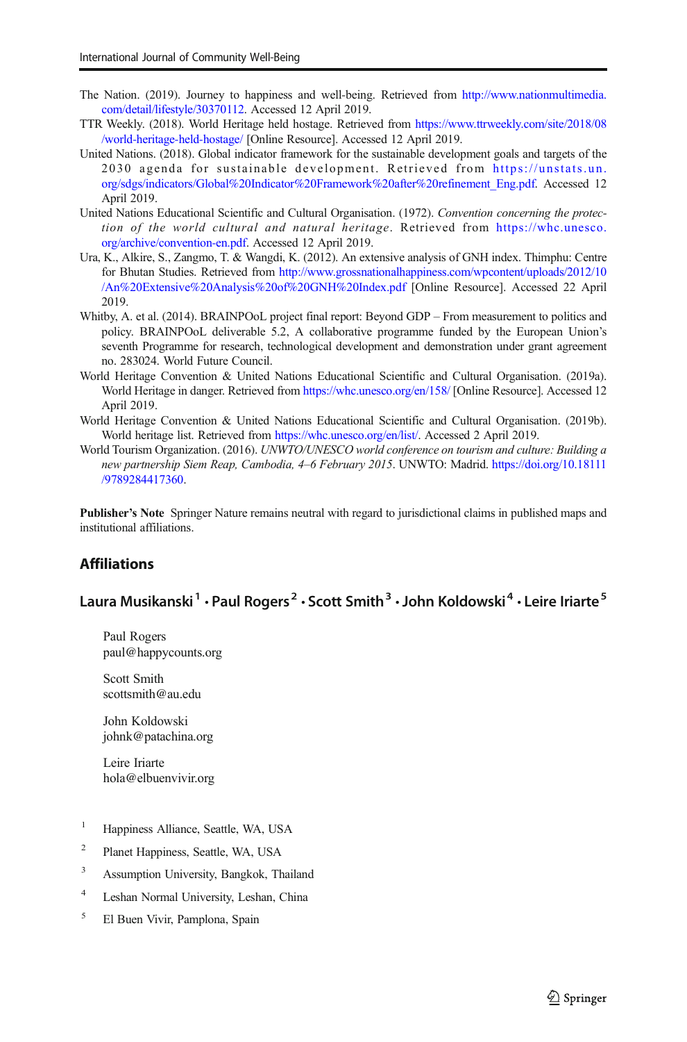The Nation. (2019). Journey to happiness and well-being. Retrieved from http://www.nationmultimedia.com/detail/lifestyle/30370112. Accessed 12 April 2019.

TTR Weekly. (2018). World Heritage held hostage. Retrieved from https://www.ttrweekly.com/site/2018/08/world-heritage-held-hostage/ [Online Resource]. Accessed 12 April 2019.

United Nations. (2018). Global indicator framework for the sustainable development goals and targets of the 2030 agenda for sustainable development. Retrieved from https://unstats.un.org/sdgs/indicators/Global%20Indicator%20Framework%20after%20refinement_Eng.pdf. Accessed 12 April 2019.

United Nations Educational Scientific and Cultural Organisation. (1972). *Convention concerning the protection of the world cultural and natural heritage*. Retrieved from https://whc.unesco.org/archive/convention-en.pdf. Accessed 12 April 2019.

Ura, K., Alkire, S., Zangmo, T. & Wangdi, K. (2012). An extensive analysis of GNH index. Thimphu: Centre for Bhutan Studies. Retrieved from http://www.grossnationalhappiness.com/wpcontent/uploads/2012/10/An%20Extensive%20Analysis%20of%20GNH%20Index.pdf [Online Resource]. Accessed 22 April 2019.

Whitby, A. et al. (2014). BRAINPOoL project final report: Beyond GDP – From measurement to politics and policy. BRAINPOoL deliverable 5.2, A collaborative programme funded by the European Union's seventh Programme for research, technological development and demonstration under grant agreement no. 283024. World Future Council.

World Heritage Convention & United Nations Educational Scientific and Cultural Organisation. (2019a). World Heritage in danger. Retrieved from https://whc.unesco.org/en/158/ [Online Resource]. Accessed 12 April 2019.

World Heritage Convention & United Nations Educational Scientific and Cultural Organisation. (2019b). World heritage list. Retrieved from https://whc.unesco.org/en/list/. Accessed 2 April 2019.

World Tourism Organization. (2016). *UNWTO/UNESCO world conference on tourism and culture: Building a new partnership Siem Reap, Cambodia, 4–6 February 2015*. UNWTO: Madrid. https://doi.org/10.18111/9789284417360.

**Publisher's Note** Springer Nature remains neutral with regard to jurisdictional claims in published maps and institutional affiliations.

## Affiliations

### Laura Musikanski[1] · Paul Rogers[2] · Scott Smith[3] · John Koldowski[4] · Leire Iriarte[5]

Paul Rogers
paul@happycounts.org

Scott Smith
scottsmith@au.edu

John Koldowski
johnk@patachina.org

Leire Iriarte
hola@elbuenvivir.org

[1] Happiness Alliance, Seattle, WA, USA

[2] Planet Happiness, Seattle, WA, USA

[3] Assumption University, Bangkok, Thailand

[4] Leshan Normal University, Leshan, China

[5] El Buen Vivir, Pamplona, Spain